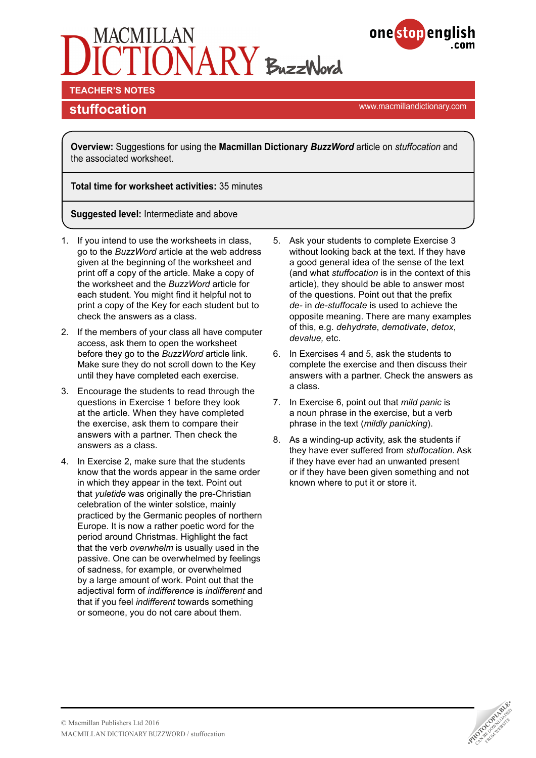# MACMILLAN DICTIONARY BuzzWord

onestopenglish.com

**TEACHER'S NOTES**

## stuffocation

www.macmillandictionary.com

**Overview:** Suggestions for using the **Macmillan Dictionary *BuzzWord*** article on *stuffocation* and the associated worksheet.

**Total time for worksheet activities:** 35 minutes

**Suggested level:** Intermediate and above

1. If you intend to use the worksheets in class, go to the *BuzzWord* article at the web address given at the beginning of the worksheet and print off a copy of the article. Make a copy of the worksheet and the *BuzzWord* article for each student. You might find it helpful not to print a copy of the Key for each student but to check the answers as a class.
2. If the members of your class all have computer access, ask them to open the worksheet before they go to the *BuzzWord* article link. Make sure they do not scroll down to the Key until they have completed each exercise.
3. Encourage the students to read through the questions in Exercise 1 before they look at the article. When they have completed the exercise, ask them to compare their answers with a partner. Then check the answers as a class.
4. In Exercise 2, make sure that the students know that the words appear in the same order in which they appear in the text. Point out that *yuletide* was originally the pre-Christian celebration of the winter solstice, mainly practiced by the Germanic peoples of northern Europe. It is now a rather poetic word for the period around Christmas. Highlight the fact that the verb *overwhelm* is usually used in the passive. One can be overwhelmed by feelings of sadness, for example, or overwhelmed by a large amount of work. Point out that the adjectival form of *indifference* is *indifferent* and that if you feel *indifferent* towards something or someone, you do not care about them.
5. Ask your students to complete Exercise 3 without looking back at the text. If they have a good general idea of the sense of the text (and what *stuffocation* is in the context of this article), they should be able to answer most of the questions. Point out that the prefix *de-* in *de-stuffocate* is used to achieve the opposite meaning. There are many examples of this, e.g. *dehydrate*, *demotivate*, *detox*, *devalue,* etc.
6. In Exercises 4 and 5, ask the students to complete the exercise and then discuss their answers with a partner. Check the answers as a class.
7. In Exercise 6, point out that *mild panic* is a noun phrase in the exercise, but a verb phrase in the text (*mildly panicking*).
8. As a winding-up activity, ask the students if they have ever suffered from *stuffocation*. Ask if they have ever had an unwanted present or if they have been given something and not known where to put it or store it.

© Macmillan Publishers Ltd 2016
MACMILLAN DICTIONARY BUZZWORD / stuffocation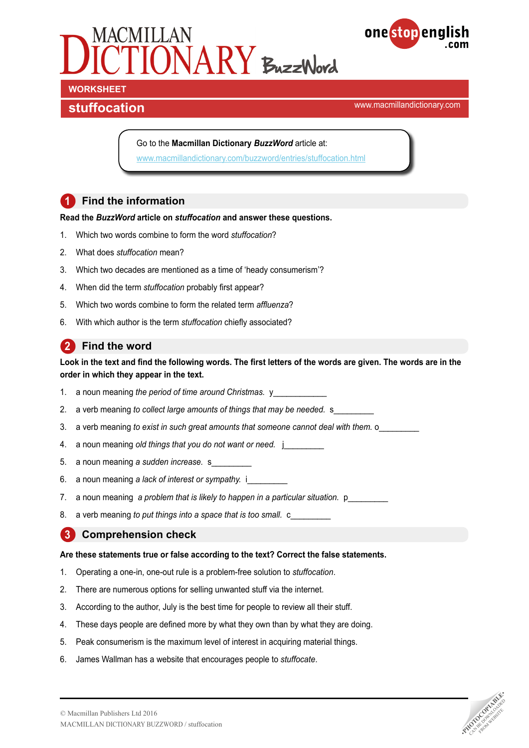# MACMILLAN DICTIONARY BuzzWord

**WORKSHEET**

## stuffocation

www.macmillandictionary.com

Go to the **Macmillan Dictionary *BuzzWord*** article at:
www.macmillandictionary.com/buzzword/entries/stuffocation.html

### 1 Find the information

**Read the *BuzzWord* article on *stuffocation* and answer these questions.**

1. Which two words combine to form the word *stuffocation*?
2. What does *stuffocation* mean?
3. Which two decades are mentioned as a time of 'heady consumerism'?
4. When did the term *stuffocation* probably first appear?
5. Which two words combine to form the related term *affluenza*?
6. With which author is the term *stuffocation* chiefly associated?

### 2 Find the word

**Look in the text and find the following words. The first letters of the words are given. The words are in the order in which they appear in the text.**

1. a noun meaning *the period of time around Christmas.* y____________
2. a verb meaning *to collect large amounts of things that may be needed.* s_________
3. a verb meaning *to exist in such great amounts that someone cannot deal with them.* o_________
4. a noun meaning *old things that you do not want or need.* j_________
5. a noun meaning *a sudden increase.* s_________
6. a noun meaning *a lack of interest or sympathy.* i_________
7. a noun meaning *a problem that is likely to happen in a particular situation.* p_________
8. a verb meaning *to put things into a space that is too small.* c_________

### 3 Comprehension check

**Are these statements true or false according to the text? Correct the false statements.**

1. Operating a one-in, one-out rule is a problem-free solution to *stuffocation*.
2. There are numerous options for selling unwanted stuff via the internet.
3. According to the author, July is the best time for people to review all their stuff.
4. These days people are defined more by what they own than by what they are doing.
5. Peak consumerism is the maximum level of interest in acquiring material things.
6. James Wallman has a website that encourages people to *stuffocate*.

© Macmillan Publishers Ltd 2016
MACMILLAN DICTIONARY BUZZWORD / stuffocation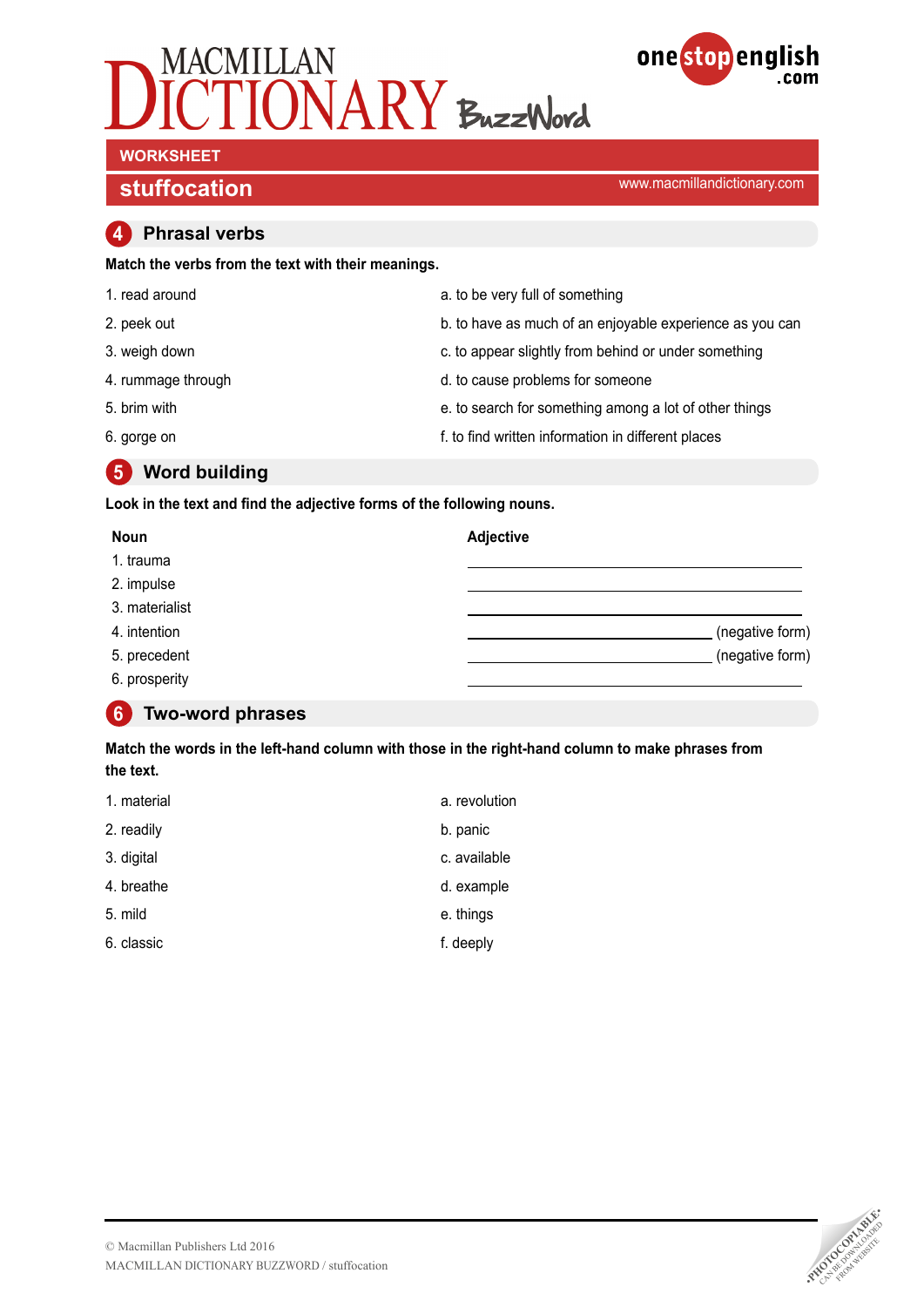# MACMILLAN DICTIONARY BuzzWord

## WORKSHEET

## stuffocation

www.macmillandictionary.com

### 4 Phrasal verbs

**Match the verbs from the text with their meanings.**

| | |
|---|---|
| 1. read around | a. to be very full of something |
| 2. peek out | b. to have as much of an enjoyable experience as you can |
| 3. weigh down | c. to appear slightly from behind or under something |
| 4. rummage through | d. to cause problems for someone |
| 5. brim with | e. to search for something among a lot of other things |
| 6. gorge on | f. to find written information in different places |

### 5 Word building

**Look in the text and find the adjective forms of the following nouns.**

| Noun | Adjective |
|---|---|
| 1. trauma | ______________________ |
| 2. impulse | ______________________ |
| 3. materialist | ______________________ |
| 4. intention | ______________________ (negative form) |
| 5. precedent | ______________________ (negative form) |
| 6. prosperity | ______________________ |

### 6 Two-word phrases

**Match the words in the left-hand column with those in the right-hand column to make phrases from the text.**

| | |
|---|---|
| 1. material | a. revolution |
| 2. readily | b. panic |
| 3. digital | c. available |
| 4. breathe | d. example |
| 5. mild | e. things |
| 6. classic | f. deeply |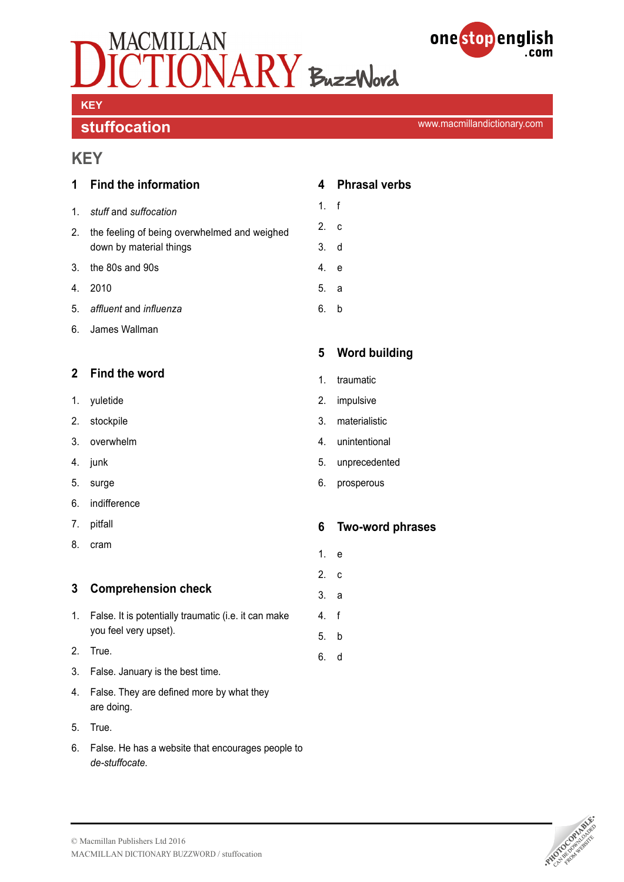# MACMILLAN DICTIONARY BuzzWord

**KEY**

## stuffocation

www.macmillandictionary.com

## KEY

### 1 Find the information

1. *stuff* and *suffocation*
2. the feeling of being overwhelmed and weighed down by material things
3. the 80s and 90s
4. 2010
5. *affluent* and *influenza*
6. James Wallman

### 2 Find the word

1. yuletide
2. stockpile
3. overwhelm
4. junk
5. surge
6. indifference
7. pitfall
8. cram

### 3 Comprehension check

1. False. It is potentially traumatic (i.e. it can make you feel very upset).
2. True.
3. False. January is the best time.
4. False. They are defined more by what they are doing.
5. True.
6. False. He has a website that encourages people to *de-stuffocate*.

### 4 Phrasal verbs

1. f
2. c
3. d
4. e
5. a
6. b

### 5 Word building

1. traumatic
2. impulsive
3. materialistic
4. unintentional
5. unprecedented
6. prosperous

### 6 Two-word phrases

1. e
2. c
3. a
4. f
5. b
6. d

© Macmillan Publishers Ltd 2016
MACMILLAN DICTIONARY BUZZWORD / stuffocation

•PHOTOCOPIABLE• CAN BE DOWNLOADED FROM WEBSITE